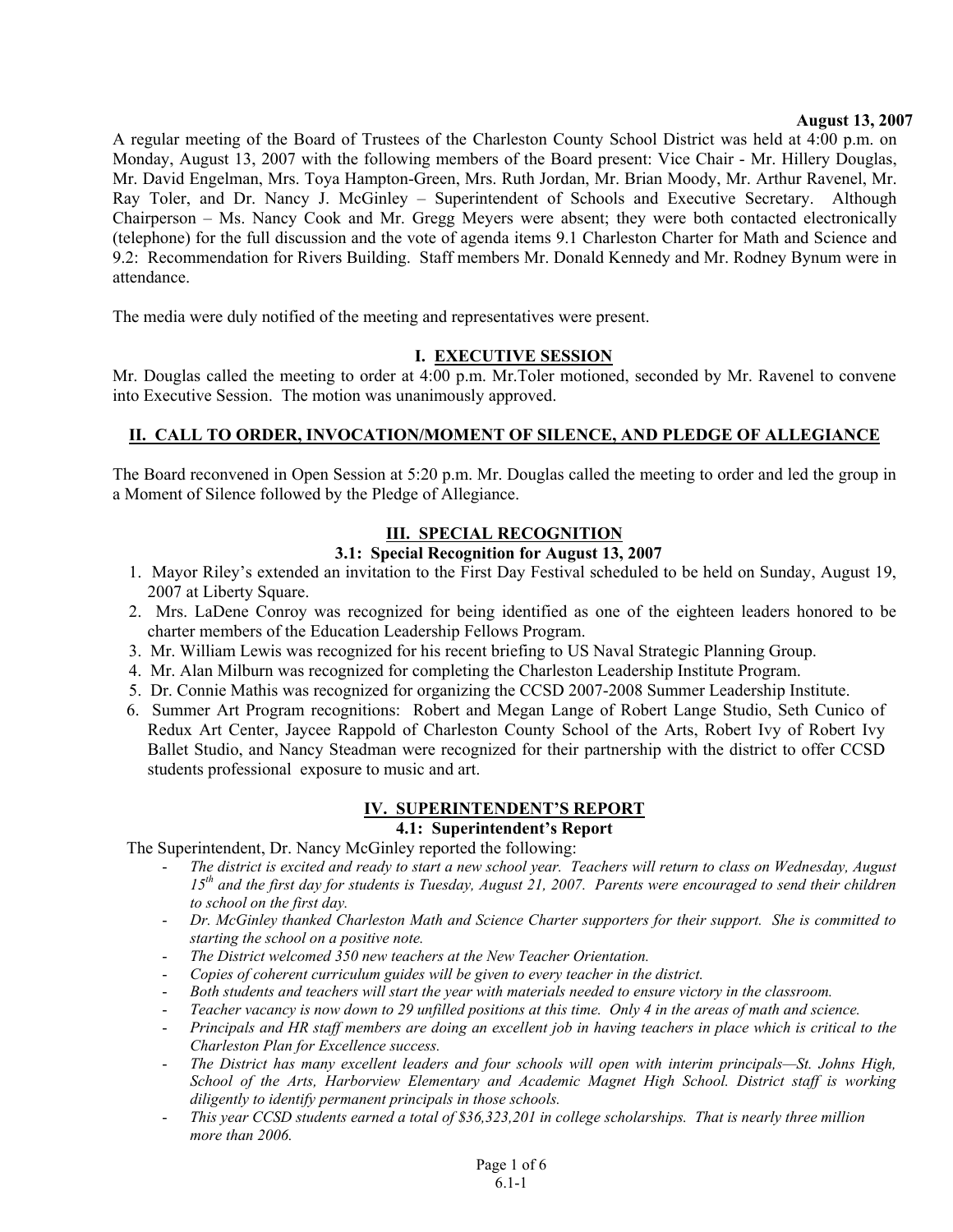**August 13, 2007**

A regular meeting of the Board of Trustees of the Charleston County School District was held at 4:00 p.m. on Monday, August 13, 2007 with the following members of the Board present: Vice Chair - Mr. Hillery Douglas, Mr. David Engelman, Mrs. Toya Hampton-Green, Mrs. Ruth Jordan, Mr. Brian Moody, Mr. Arthur Ravenel, Mr. Ray Toler, and Dr. Nancy J. McGinley – Superintendent of Schools and Executive Secretary. Although Chairperson – Ms. Nancy Cook and Mr. Gregg Meyers were absent; they were both contacted electronically (telephone) for the full discussion and the vote of agenda items 9.1 Charleston Charter for Math and Science and 9.2: Recommendation for Rivers Building. Staff members Mr. Donald Kennedy and Mr. Rodney Bynum were in attendance.

The media were duly notified of the meeting and representatives were present.

## I. EXECUTIVE SESSION

Mr. Douglas called the meeting to order at 4:00 p.m. Mr.Toler motioned, seconded by Mr. Ravenel to convene into Executive Session. The motion was unanimously approved.

## II. CALL TO ORDER, INVOCATION/MOMENT OF SILENCE, AND PLEDGE OF ALLEGIANCE

The Board reconvened in Open Session at 5:20 p.m. Mr. Douglas called the meeting to order and led the group in a Moment of Silence followed by the Pledge of Allegiance.

## III. SPECIAL RECOGNITION

### 3.1: Special Recognition for August 13, 2007

1. Mayor Riley's extended an invitation to the First Day Festival scheduled to be held on Sunday, August 19, 2007 at Liberty Square.
2. Mrs. LaDene Conroy was recognized for being identified as one of the eighteen leaders honored to be charter members of the Education Leadership Fellows Program.
3. Mr. William Lewis was recognized for his recent briefing to US Naval Strategic Planning Group.
4. Mr. Alan Milburn was recognized for completing the Charleston Leadership Institute Program.
5. Dr. Connie Mathis was recognized for organizing the CCSD 2007-2008 Summer Leadership Institute.
6. Summer Art Program recognitions: Robert and Megan Lange of Robert Lange Studio, Seth Cunico of Redux Art Center, Jaycee Rappold of Charleston County School of the Arts, Robert Ivy of Robert Ivy Ballet Studio, and Nancy Steadman were recognized for their partnership with the district to offer CCSD students professional exposure to music and art.

## IV. SUPERINTENDENT'S REPORT

### 4.1: Superintendent's Report

The Superintendent, Dr. Nancy McGinley reported the following:

- *The district is excited and ready to start a new school year. Teachers will return to class on Wednesday, August 15th and the first day for students is Tuesday, August 21, 2007. Parents were encouraged to send their children to school on the first day.*
- *Dr. McGinley thanked Charleston Math and Science Charter supporters for their support. She is committed to starting the school on a positive note.*
- *The District welcomed 350 new teachers at the New Teacher Orientation.*
- *Copies of coherent curriculum guides will be given to every teacher in the district.*
- *Both students and teachers will start the year with materials needed to ensure victory in the classroom.*
- *Teacher vacancy is now down to 29 unfilled positions at this time. Only 4 in the areas of math and science.*
- *Principals and HR staff members are doing an excellent job in having teachers in place which is critical to the Charleston Plan for Excellence success.*
- *The District has many excellent leaders and four schools will open with interim principals—St. Johns High, School of the Arts, Harborview Elementary and Academic Magnet High School. District staff is working diligently to identify permanent principals in those schools.*
- *This year CCSD students earned a total of $36,323,201 in college scholarships. That is nearly three million more than 2006.*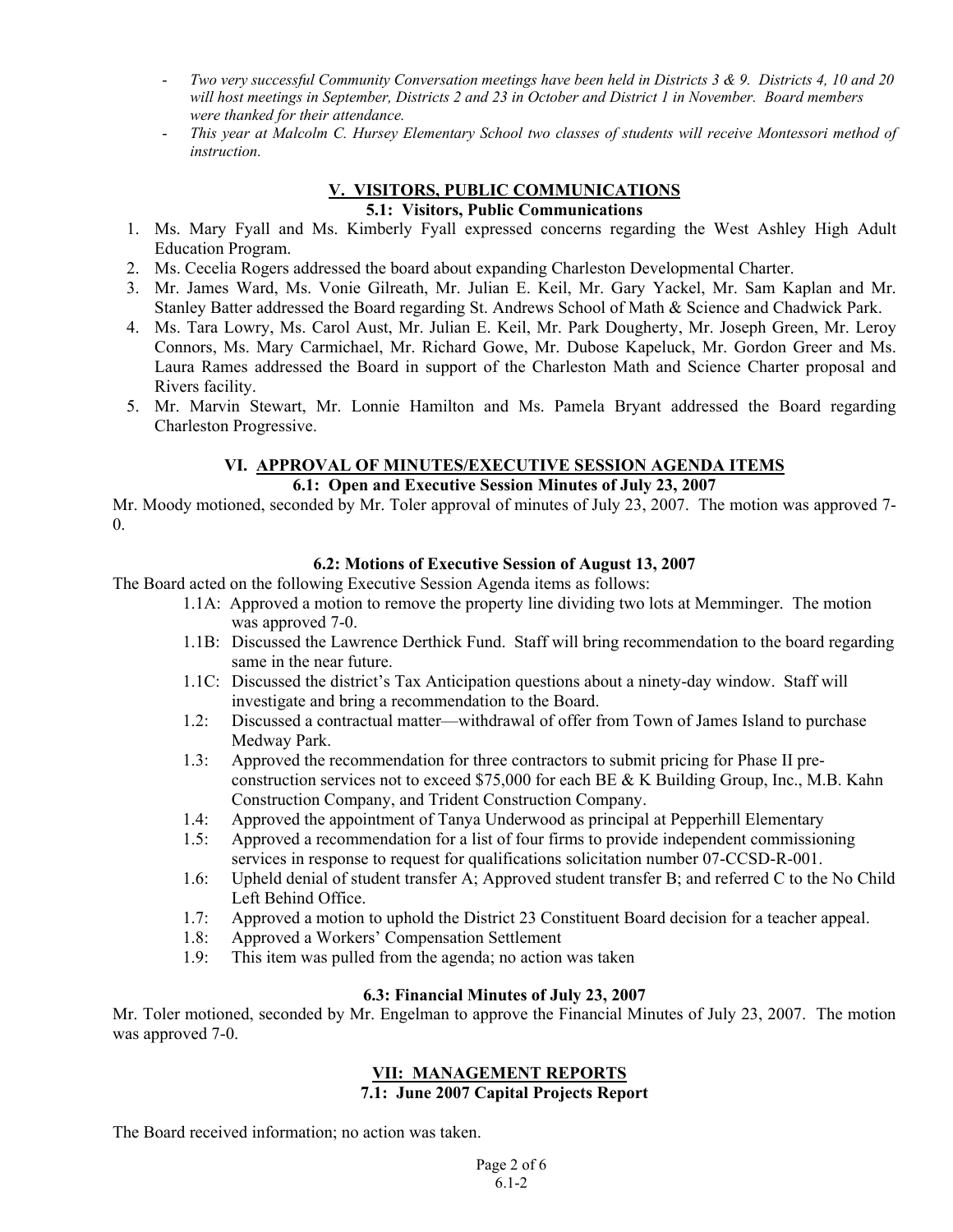- *Two very successful Community Conversation meetings have been held in Districts 3 & 9. Districts 4, 10 and 20 will host meetings in September, Districts 2 and 23 in October and District 1 in November. Board members were thanked for their attendance.*
- *This year at Malcolm C. Hursey Elementary School two classes of students will receive Montessori method of instruction.*

## V. VISITORS, PUBLIC COMMUNICATIONS

### 5.1: Visitors, Public Communications

1. Ms. Mary Fyall and Ms. Kimberly Fyall expressed concerns regarding the West Ashley High Adult Education Program.
2. Ms. Cecelia Rogers addressed the board about expanding Charleston Developmental Charter.
3. Mr. James Ward, Ms. Vonie Gilreath, Mr. Julian E. Keil, Mr. Gary Yackel, Mr. Sam Kaplan and Mr. Stanley Batter addressed the Board regarding St. Andrews School of Math & Science and Chadwick Park.
4. Ms. Tara Lowry, Ms. Carol Aust, Mr. Julian E. Keil, Mr. Park Dougherty, Mr. Joseph Green, Mr. Leroy Connors, Ms. Mary Carmichael, Mr. Richard Gowe, Mr. Dubose Kapeluck, Mr. Gordon Greer and Ms. Laura Rames addressed the Board in support of the Charleston Math and Science Charter proposal and Rivers facility.
5. Mr. Marvin Stewart, Mr. Lonnie Hamilton and Ms. Pamela Bryant addressed the Board regarding Charleston Progressive.

## VI. APPROVAL OF MINUTES/EXECUTIVE SESSION AGENDA ITEMS

### 6.1: Open and Executive Session Minutes of July 23, 2007

Mr. Moody motioned, seconded by Mr. Toler approval of minutes of July 23, 2007. The motion was approved 7-0.

### 6.2: Motions of Executive Session of August 13, 2007

The Board acted on the following Executive Session Agenda items as follows:

- 1.1A: Approved a motion to remove the property line dividing two lots at Memminger. The motion was approved 7-0.
- 1.1B: Discussed the Lawrence Derthick Fund. Staff will bring recommendation to the board regarding same in the near future.
- 1.1C: Discussed the district's Tax Anticipation questions about a ninety-day window. Staff will investigate and bring a recommendation to the Board.
- 1.2: Discussed a contractual matter—withdrawal of offer from Town of James Island to purchase Medway Park.
- 1.3: Approved the recommendation for three contractors to submit pricing for Phase II pre-construction services not to exceed $75,000 for each BE & K Building Group, Inc., M.B. Kahn Construction Company, and Trident Construction Company.
- 1.4: Approved the appointment of Tanya Underwood as principal at Pepperhill Elementary
- 1.5: Approved a recommendation for a list of four firms to provide independent commissioning services in response to request for qualifications solicitation number 07-CCSD-R-001.
- 1.6: Upheld denial of student transfer A; Approved student transfer B; and referred C to the No Child Left Behind Office.
- 1.7: Approved a motion to uphold the District 23 Constituent Board decision for a teacher appeal.
- 1.8: Approved a Workers' Compensation Settlement
- 1.9: This item was pulled from the agenda; no action was taken

### 6.3: Financial Minutes of July 23, 2007

Mr. Toler motioned, seconded by Mr. Engelman to approve the Financial Minutes of July 23, 2007. The motion was approved 7-0.

## VII: MANAGEMENT REPORTS

### 7.1: June 2007 Capital Projects Report

The Board received information; no action was taken.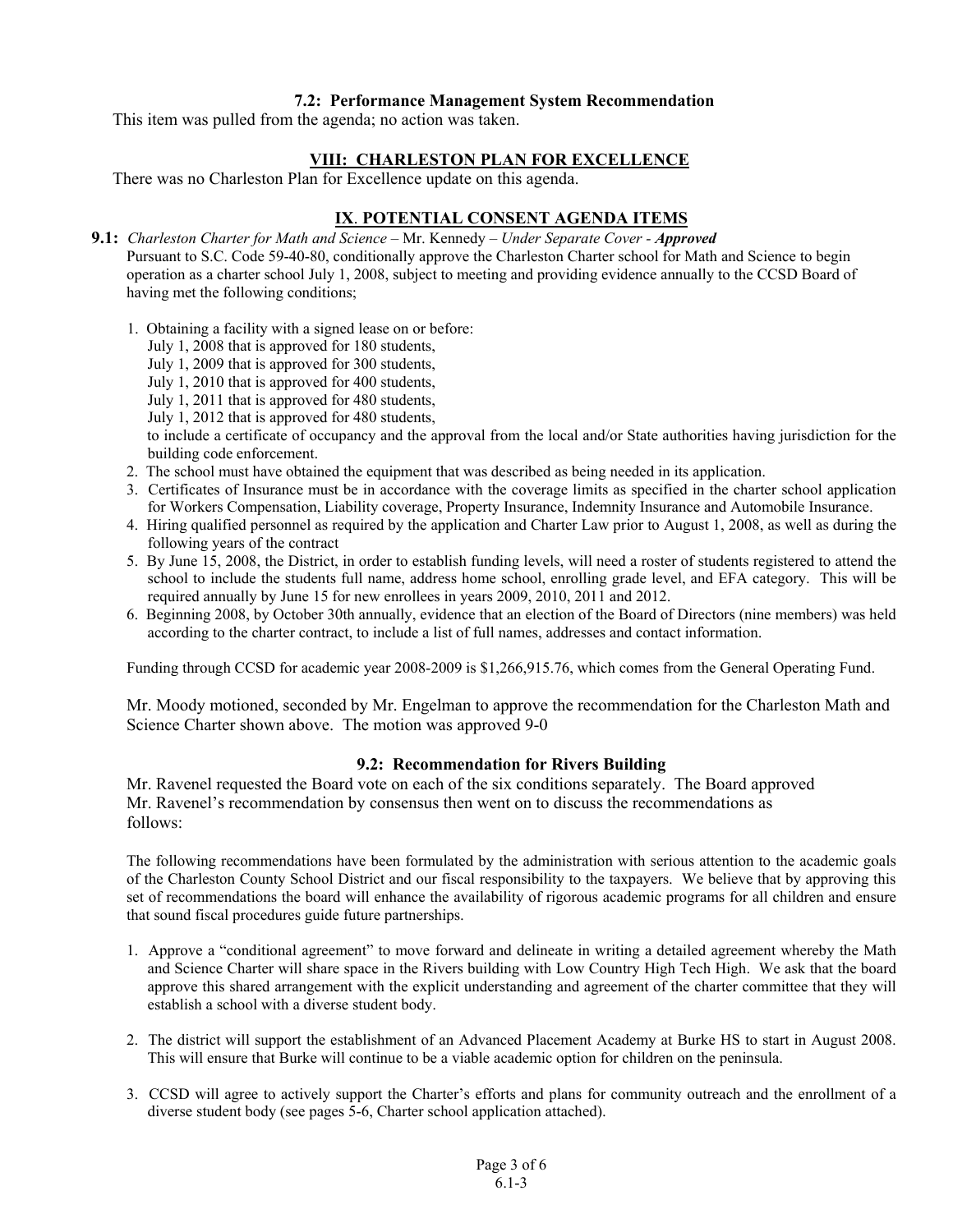#### 7.2: Performance Management System Recommendation

This item was pulled from the agenda; no action was taken.

## VIII: CHARLESTON PLAN FOR EXCELLENCE

There was no Charleston Plan for Excellence update on this agenda.

## IX. POTENTIAL CONSENT AGENDA ITEMS

**9.1:** *Charleston Charter for Math and Science* – Mr. Kennedy – *Under Separate Cover* - ***Approved***

Pursuant to S.C. Code 59-40-80, conditionally approve the Charleston Charter school for Math and Science to begin operation as a charter school July 1, 2008, subject to meeting and providing evidence annually to the CCSD Board of having met the following conditions;

1. Obtaining a facility with a signed lease on or before:
   July 1, 2008 that is approved for 180 students,
   July 1, 2009 that is approved for 300 students,
   July 1, 2010 that is approved for 400 students,
   July 1, 2011 that is approved for 480 students,
   July 1, 2012 that is approved for 480 students,
   to include a certificate of occupancy and the approval from the local and/or State authorities having jurisdiction for the building code enforcement.
2. The school must have obtained the equipment that was described as being needed in its application.
3. Certificates of Insurance must be in accordance with the coverage limits as specified in the charter school application for Workers Compensation, Liability coverage, Property Insurance, Indemnity Insurance and Automobile Insurance.
4. Hiring qualified personnel as required by the application and Charter Law prior to August 1, 2008, as well as during the following years of the contract
5. By June 15, 2008, the District, in order to establish funding levels, will need a roster of students registered to attend the school to include the students full name, address home school, enrolling grade level, and EFA category. This will be required annually by June 15 for new enrollees in years 2009, 2010, 2011 and 2012.
6. Beginning 2008, by October 30th annually, evidence that an election of the Board of Directors (nine members) was held according to the charter contract, to include a list of full names, addresses and contact information.

Funding through CCSD for academic year 2008-2009 is $1,266,915.76, which comes from the General Operating Fund.

Mr. Moody motioned, seconded by Mr. Engelman to approve the recommendation for the Charleston Math and Science Charter shown above. The motion was approved 9-0

#### 9.2: Recommendation for Rivers Building

Mr. Ravenel requested the Board vote on each of the six conditions separately. The Board approved Mr. Ravenel's recommendation by consensus then went on to discuss the recommendations as follows:

The following recommendations have been formulated by the administration with serious attention to the academic goals of the Charleston County School District and our fiscal responsibility to the taxpayers. We believe that by approving this set of recommendations the board will enhance the availability of rigorous academic programs for all children and ensure that sound fiscal procedures guide future partnerships.

1. Approve a "conditional agreement" to move forward and delineate in writing a detailed agreement whereby the Math and Science Charter will share space in the Rivers building with Low Country High Tech High. We ask that the board approve this shared arrangement with the explicit understanding and agreement of the charter committee that they will establish a school with a diverse student body.

2. The district will support the establishment of an Advanced Placement Academy at Burke HS to start in August 2008. This will ensure that Burke will continue to be a viable academic option for children on the peninsula.

3. CCSD will agree to actively support the Charter's efforts and plans for community outreach and the enrollment of a diverse student body (see pages 5-6, Charter school application attached).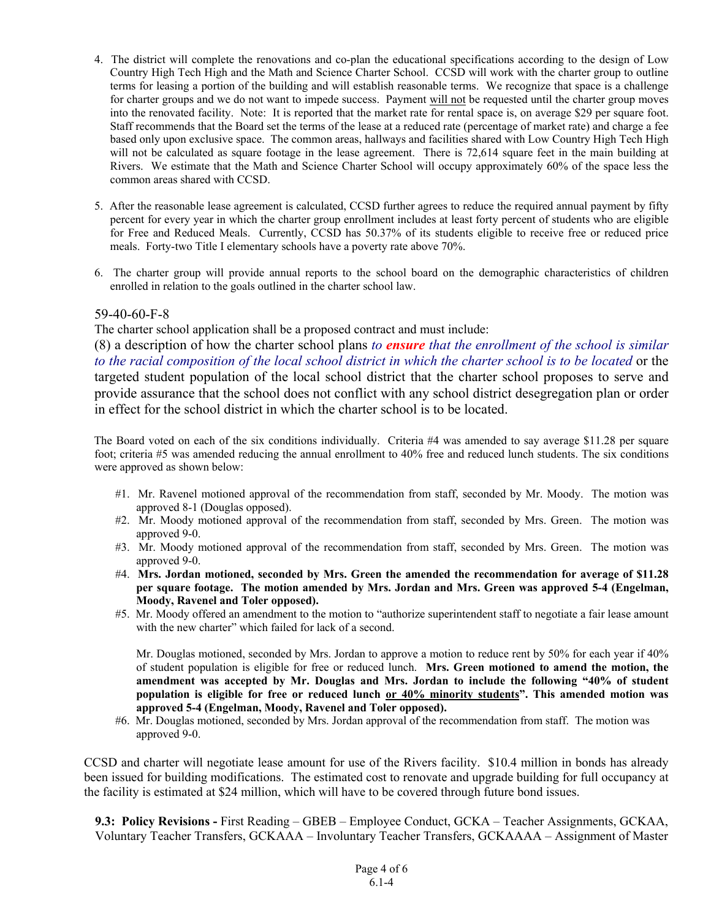4. The district will complete the renovations and co-plan the educational specifications according to the design of Low Country High Tech High and the Math and Science Charter School. CCSD will work with the charter group to outline terms for leasing a portion of the building and will establish reasonable terms. We recognize that space is a challenge for charter groups and we do not want to impede success. Payment <u>will not</u> be requested until the charter group moves into the renovated facility. Note: It is reported that the market rate for rental space is, on average $29 per square foot. Staff recommends that the Board set the terms of the lease at a reduced rate (percentage of market rate) and charge a fee based only upon exclusive space. The common areas, hallways and facilities shared with Low Country High Tech High will not be calculated as square footage in the lease agreement. There is 72,614 square feet in the main building at Rivers. We estimate that the Math and Science Charter School will occupy approximately 60% of the space less the common areas shared with CCSD.

5. After the reasonable lease agreement is calculated, CCSD further agrees to reduce the required annual payment by fifty percent for every year in which the charter group enrollment includes at least forty percent of students who are eligible for Free and Reduced Meals. Currently, CCSD has 50.37% of its students eligible to receive free or reduced price meals. Forty-two Title I elementary schools have a poverty rate above 70%.

6. The charter group will provide annual reports to the school board on the demographic characteristics of children enrolled in relation to the goals outlined in the charter school law.

59-40-60-F-8

The charter school application shall be a proposed contract and must include:

(8) a description of how the charter school plans *to **ensure** that the enrollment of the school is similar to the racial composition of the local school district in which the charter school is to be located* or the targeted student population of the local school district that the charter school proposes to serve and provide assurance that the school does not conflict with any school district desegregation plan or order in effect for the school district in which the charter school is to be located.

The Board voted on each of the six conditions individually. Criteria #4 was amended to say average $11.28 per square foot; criteria #5 was amended reducing the annual enrollment to 40% free and reduced lunch students. The six conditions were approved as shown below:

- #1. Mr. Ravenel motioned approval of the recommendation from staff, seconded by Mr. Moody. The motion was approved 8-1 (Douglas opposed).
- #2. Mr. Moody motioned approval of the recommendation from staff, seconded by Mrs. Green. The motion was approved 9-0.
- #3. Mr. Moody motioned approval of the recommendation from staff, seconded by Mrs. Green. The motion was approved 9-0.
- #4. **Mrs. Jordan motioned, seconded by Mrs. Green the amended the recommendation for average of $11.28 per square footage. The motion amended by Mrs. Jordan and Mrs. Green was approved 5-4 (Engelman, Moody, Ravenel and Toler opposed).**
- #5. Mr. Moody offered an amendment to the motion to "authorize superintendent staff to negotiate a fair lease amount with the new charter" which failed for lack of a second.

  Mr. Douglas motioned, seconded by Mrs. Jordan to approve a motion to reduce rent by 50% for each year if 40% of student population is eligible for free or reduced lunch. **Mrs. Green motioned to amend the motion, the amendment was accepted by Mr. Douglas and Mrs. Jordan to include the following "40% of student population is eligible for free or reduced lunch <u>or 40% minority students</u>". This amended motion was approved 5-4 (Engelman, Moody, Ravenel and Toler opposed).**
- #6. Mr. Douglas motioned, seconded by Mrs. Jordan approval of the recommendation from staff. The motion was approved 9-0.

CCSD and charter will negotiate lease amount for use of the Rivers facility. $10.4 million in bonds has already been issued for building modifications. The estimated cost to renovate and upgrade building for full occupancy at the facility is estimated at $24 million, which will have to be covered through future bond issues.

**9.3: Policy Revisions -** First Reading – GBEB – Employee Conduct, GCKA – Teacher Assignments, GCKAA, Voluntary Teacher Transfers, GCKAAA – Involuntary Teacher Transfers, GCKAAAA – Assignment of Master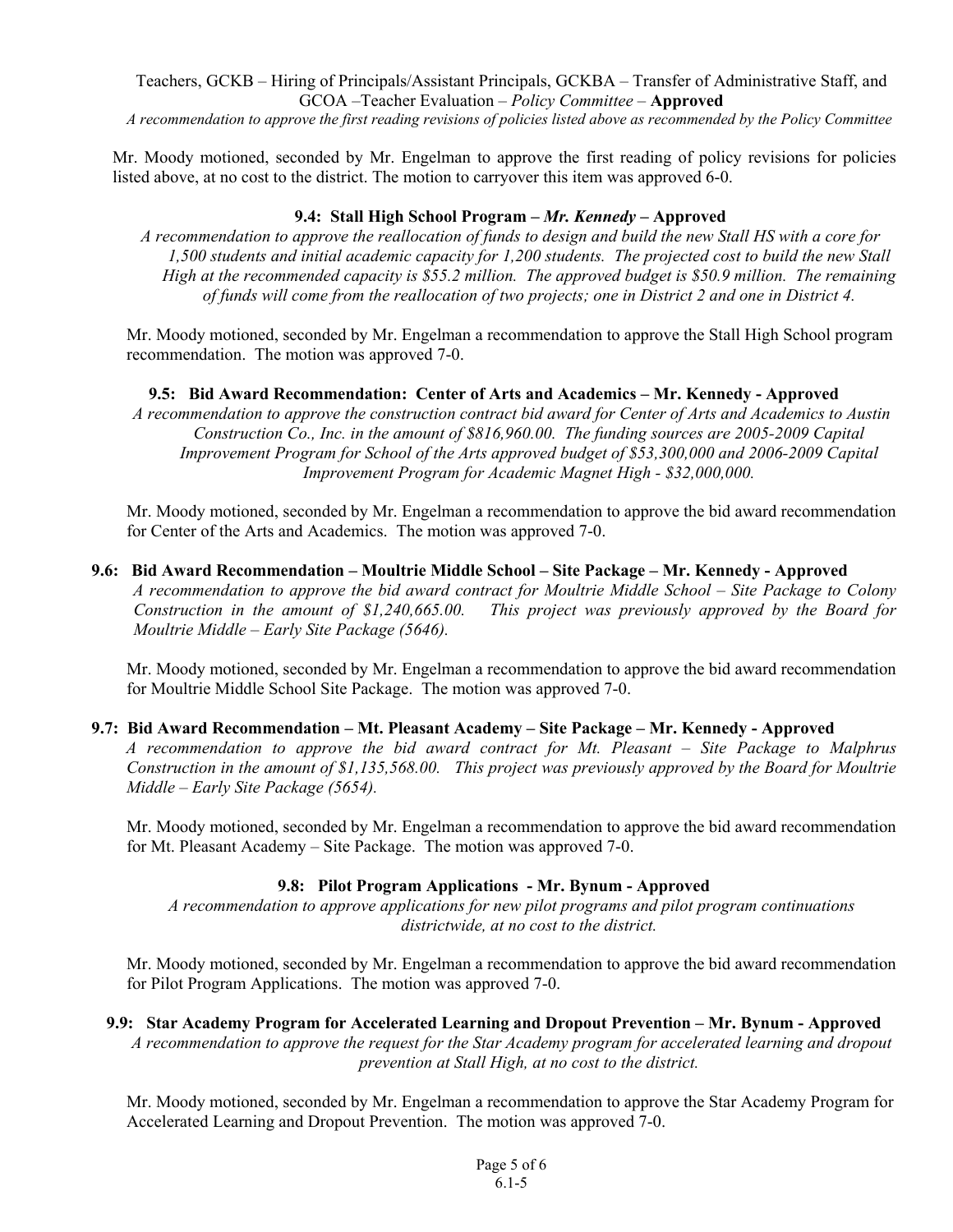Teachers, GCKB – Hiring of Principals/Assistant Principals, GCKBA – Transfer of Administrative Staff, and GCOA –Teacher Evaluation – *Policy Committee* – **Approved**

*A recommendation to approve the first reading revisions of policies listed above as recommended by the Policy Committee*

Mr. Moody motioned, seconded by Mr. Engelman to approve the first reading of policy revisions for policies listed above, at no cost to the district. The motion to carryover this item was approved 6-0.

**9.4: Stall High School Program – *Mr. Kennedy* – Approved**

*A recommendation to approve the reallocation of funds to design and build the new Stall HS with a core for 1,500 students and initial academic capacity for 1,200 students. The projected cost to build the new Stall High at the recommended capacity is $55.2 million. The approved budget is $50.9 million. The remaining of funds will come from the reallocation of two projects; one in District 2 and one in District 4.*

Mr. Moody motioned, seconded by Mr. Engelman a recommendation to approve the Stall High School program recommendation. The motion was approved 7-0.

**9.5: Bid Award Recommendation: Center of Arts and Academics – Mr. Kennedy - Approved**

*A recommendation to approve the construction contract bid award for Center of Arts and Academics to Austin Construction Co., Inc. in the amount of $816,960.00. The funding sources are 2005-2009 Capital Improvement Program for School of the Arts approved budget of $53,300,000 and 2006-2009 Capital Improvement Program for Academic Magnet High - $32,000,000.*

Mr. Moody motioned, seconded by Mr. Engelman a recommendation to approve the bid award recommendation for Center of the Arts and Academics. The motion was approved 7-0.

**9.6: Bid Award Recommendation – Moultrie Middle School – Site Package – Mr. Kennedy - Approved**

*A recommendation to approve the bid award contract for Moultrie Middle School – Site Package to Colony Construction in the amount of $1,240,665.00. This project was previously approved by the Board for Moultrie Middle – Early Site Package (5646).*

Mr. Moody motioned, seconded by Mr. Engelman a recommendation to approve the bid award recommendation for Moultrie Middle School Site Package. The motion was approved 7-0.

**9.7: Bid Award Recommendation – Mt. Pleasant Academy – Site Package – Mr. Kennedy - Approved**

*A recommendation to approve the bid award contract for Mt. Pleasant – Site Package to Malphrus Construction in the amount of $1,135,568.00. This project was previously approved by the Board for Moultrie Middle – Early Site Package (5654).*

Mr. Moody motioned, seconded by Mr. Engelman a recommendation to approve the bid award recommendation for Mt. Pleasant Academy – Site Package. The motion was approved 7-0.

**9.8: Pilot Program Applications - Mr. Bynum - Approved**

*A recommendation to approve applications for new pilot programs and pilot program continuations districtwide, at no cost to the district.*

Mr. Moody motioned, seconded by Mr. Engelman a recommendation to approve the bid award recommendation for Pilot Program Applications. The motion was approved 7-0.

**9.9: Star Academy Program for Accelerated Learning and Dropout Prevention – Mr. Bynum - Approved**

*A recommendation to approve the request for the Star Academy program for accelerated learning and dropout prevention at Stall High, at no cost to the district.*

Mr. Moody motioned, seconded by Mr. Engelman a recommendation to approve the Star Academy Program for Accelerated Learning and Dropout Prevention. The motion was approved 7-0.

6.1-5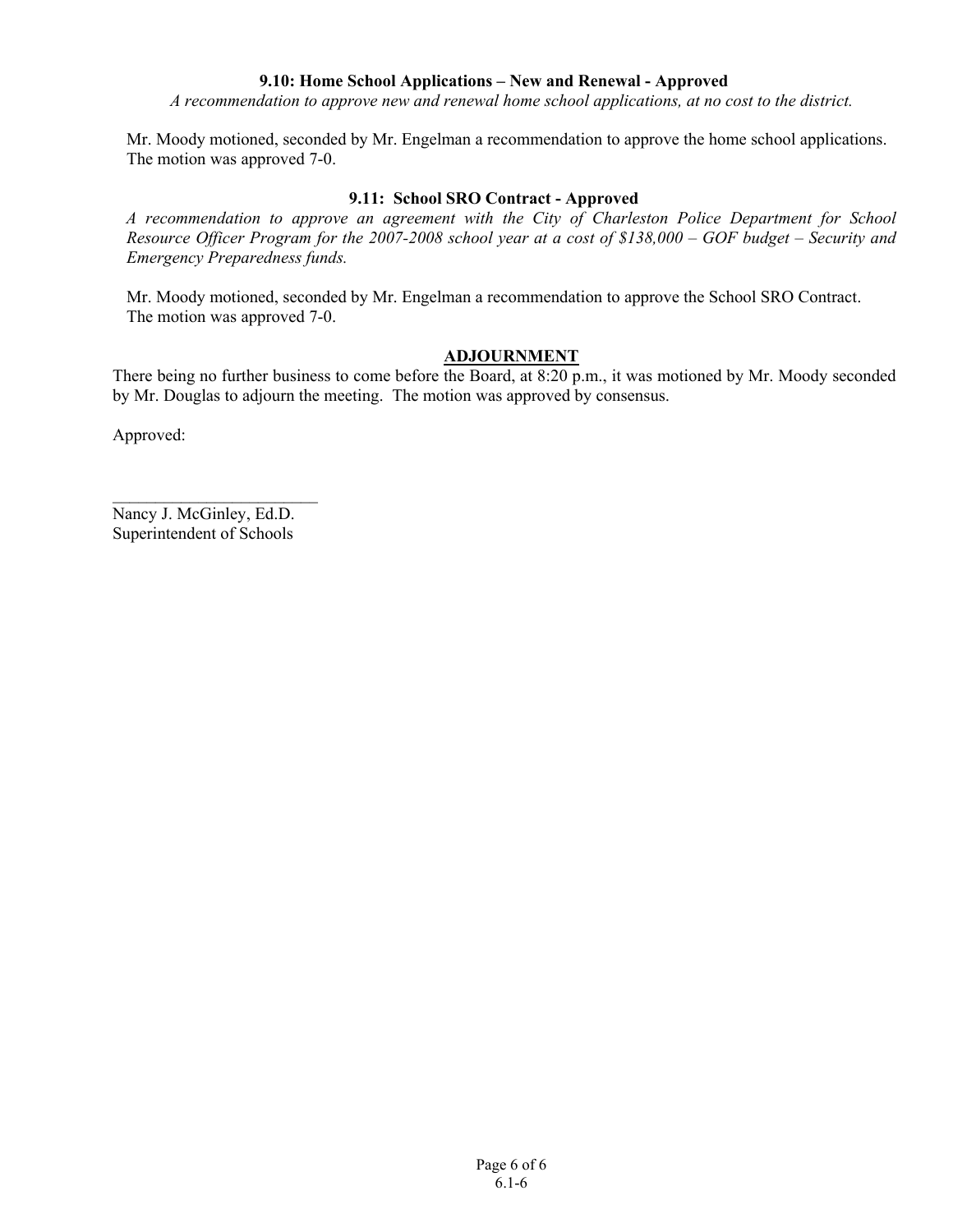**9.10: Home School Applications – New and Renewal - Approved**

*A recommendation to approve new and renewal home school applications, at no cost to the district.*

Mr. Moody motioned, seconded by Mr. Engelman a recommendation to approve the home school applications. The motion was approved 7-0.

**9.11: School SRO Contract - Approved**

*A recommendation to approve an agreement with the City of Charleston Police Department for School Resource Officer Program for the 2007-2008 school year at a cost of $138,000 – GOF budget – Security and Emergency Preparedness funds.*

Mr. Moody motioned, seconded by Mr. Engelman a recommendation to approve the School SRO Contract. The motion was approved 7-0.

## ADJOURNMENT

There being no further business to come before the Board, at 8:20 p.m., it was motioned by Mr. Moody seconded by Mr. Douglas to adjourn the meeting. The motion was approved by consensus.

Approved:

\_\_\_\_\_\_\_\_\_\_\_\_\_\_\_\_\_\_\_\_\_\_\_\_\_

Nancy J. McGinley, Ed.D.
Superintendent of Schools

6.1-6